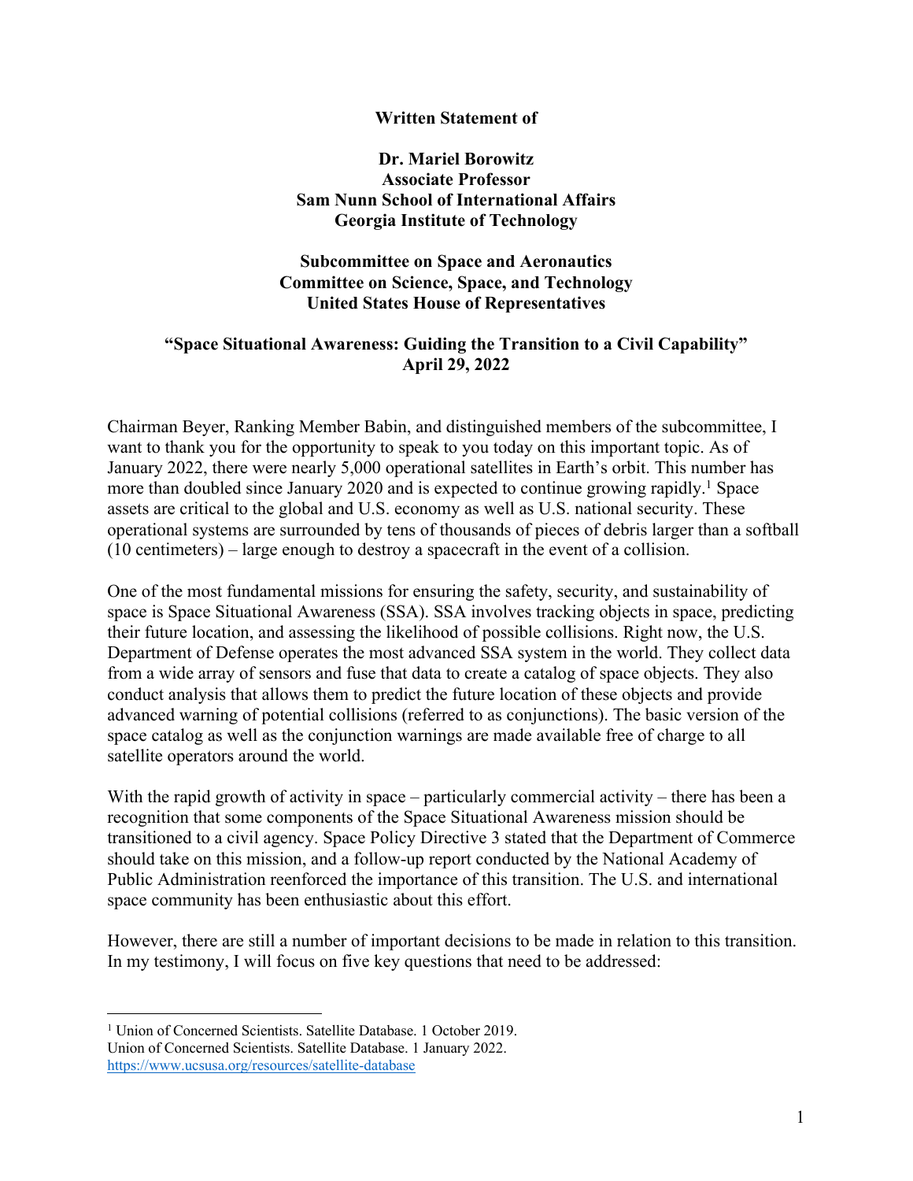**Written Statement of**

**Dr. Mariel Borowitz**
**Associate Professor**
**Sam Nunn School of International Affairs**
**Georgia Institute of Technology**

**Subcommittee on Space and Aeronautics**
**Committee on Science, Space, and Technology**
**United States House of Representatives**

**"Space Situational Awareness: Guiding the Transition to a Civil Capability"**
**April 29, 2022**

Chairman Beyer, Ranking Member Babin, and distinguished members of the subcommittee, I want to thank you for the opportunity to speak to you today on this important topic. As of January 2022, there were nearly 5,000 operational satellites in Earth's orbit. This number has more than doubled since January 2020 and is expected to continue growing rapidly.[1] Space assets are critical to the global and U.S. economy as well as U.S. national security. These operational systems are surrounded by tens of thousands of pieces of debris larger than a softball (10 centimeters) – large enough to destroy a spacecraft in the event of a collision.

One of the most fundamental missions for ensuring the safety, security, and sustainability of space is Space Situational Awareness (SSA). SSA involves tracking objects in space, predicting their future location, and assessing the likelihood of possible collisions. Right now, the U.S. Department of Defense operates the most advanced SSA system in the world. They collect data from a wide array of sensors and fuse that data to create a catalog of space objects. They also conduct analysis that allows them to predict the future location of these objects and provide advanced warning of potential collisions (referred to as conjunctions). The basic version of the space catalog as well as the conjunction warnings are made available free of charge to all satellite operators around the world.

With the rapid growth of activity in space – particularly commercial activity – there has been a recognition that some components of the Space Situational Awareness mission should be transitioned to a civil agency. Space Policy Directive 3 stated that the Department of Commerce should take on this mission, and a follow-up report conducted by the National Academy of Public Administration reenforced the importance of this transition. The U.S. and international space community has been enthusiastic about this effort.

However, there are still a number of important decisions to be made in relation to this transition. In my testimony, I will focus on five key questions that need to be addressed:

---

[1] Union of Concerned Scientists. Satellite Database. 1 October 2019.
Union of Concerned Scientists. Satellite Database. 1 January 2022.
https://www.ucsusa.org/resources/satellite-database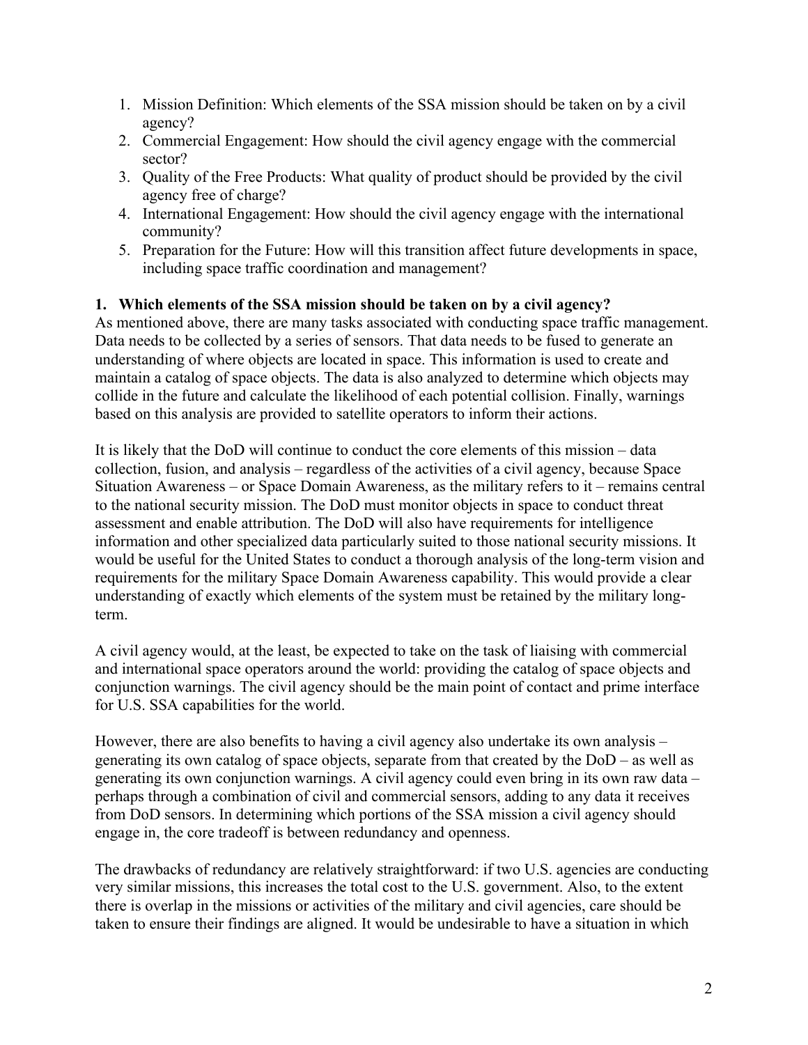1. Mission Definition: Which elements of the SSA mission should be taken on by a civil agency?
2. Commercial Engagement: How should the civil agency engage with the commercial sector?
3. Quality of the Free Products: What quality of product should be provided by the civil agency free of charge?
4. International Engagement: How should the civil agency engage with the international community?
5. Preparation for the Future: How will this transition affect future developments in space, including space traffic coordination and management?

## 1. Which elements of the SSA mission should be taken on by a civil agency?

As mentioned above, there are many tasks associated with conducting space traffic management. Data needs to be collected by a series of sensors. That data needs to be fused to generate an understanding of where objects are located in space. This information is used to create and maintain a catalog of space objects. The data is also analyzed to determine which objects may collide in the future and calculate the likelihood of each potential collision. Finally, warnings based on this analysis are provided to satellite operators to inform their actions.

It is likely that the DoD will continue to conduct the core elements of this mission – data collection, fusion, and analysis – regardless of the activities of a civil agency, because Space Situation Awareness – or Space Domain Awareness, as the military refers to it – remains central to the national security mission. The DoD must monitor objects in space to conduct threat assessment and enable attribution. The DoD will also have requirements for intelligence information and other specialized data particularly suited to those national security missions. It would be useful for the United States to conduct a thorough analysis of the long-term vision and requirements for the military Space Domain Awareness capability. This would provide a clear understanding of exactly which elements of the system must be retained by the military long-term.

A civil agency would, at the least, be expected to take on the task of liaising with commercial and international space operators around the world: providing the catalog of space objects and conjunction warnings. The civil agency should be the main point of contact and prime interface for U.S. SSA capabilities for the world.

However, there are also benefits to having a civil agency also undertake its own analysis – generating its own catalog of space objects, separate from that created by the DoD – as well as generating its own conjunction warnings. A civil agency could even bring in its own raw data – perhaps through a combination of civil and commercial sensors, adding to any data it receives from DoD sensors. In determining which portions of the SSA mission a civil agency should engage in, the core tradeoff is between redundancy and openness.

The drawbacks of redundancy are relatively straightforward: if two U.S. agencies are conducting very similar missions, this increases the total cost to the U.S. government. Also, to the extent there is overlap in the missions or activities of the military and civil agencies, care should be taken to ensure their findings are aligned. It would be undesirable to have a situation in which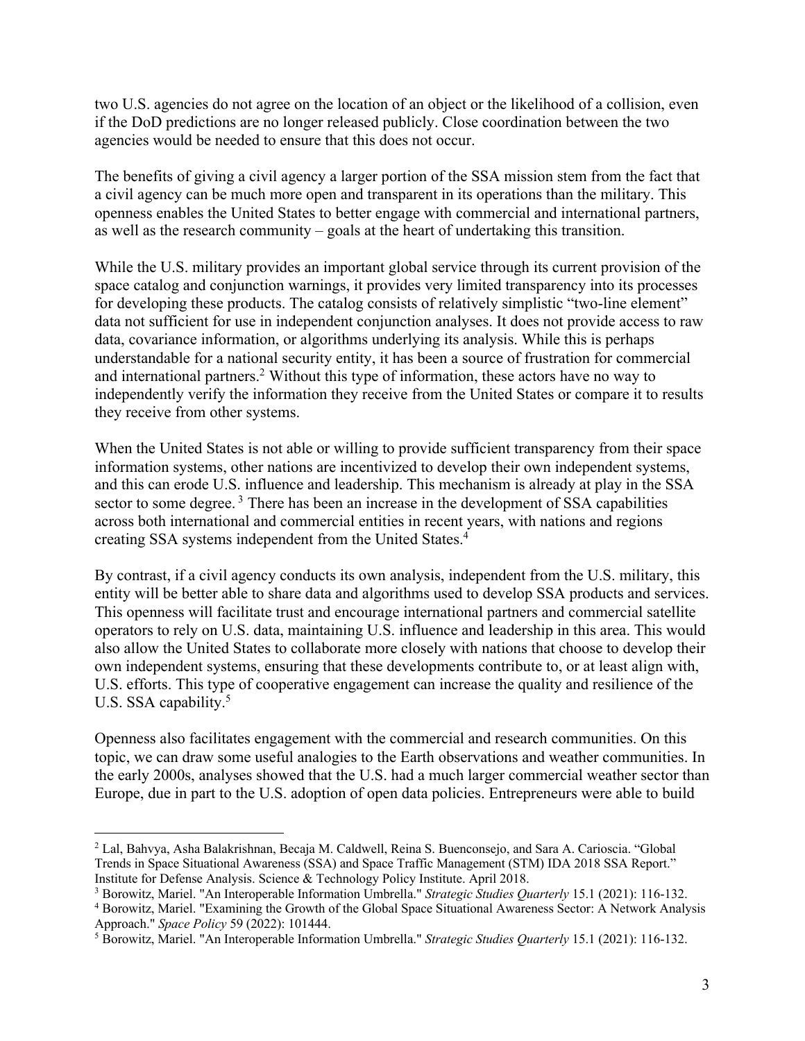two U.S. agencies do not agree on the location of an object or the likelihood of a collision, even if the DoD predictions are no longer released publicly. Close coordination between the two agencies would be needed to ensure that this does not occur.

The benefits of giving a civil agency a larger portion of the SSA mission stem from the fact that a civil agency can be much more open and transparent in its operations than the military. This openness enables the United States to better engage with commercial and international partners, as well as the research community – goals at the heart of undertaking this transition.

While the U.S. military provides an important global service through its current provision of the space catalog and conjunction warnings, it provides very limited transparency into its processes for developing these products. The catalog consists of relatively simplistic "two-line element" data not sufficient for use in independent conjunction analyses. It does not provide access to raw data, covariance information, or algorithms underlying its analysis. While this is perhaps understandable for a national security entity, it has been a source of frustration for commercial and international partners.[2] Without this type of information, these actors have no way to independently verify the information they receive from the United States or compare it to results they receive from other systems.

When the United States is not able or willing to provide sufficient transparency from their space information systems, other nations are incentivized to develop their own independent systems, and this can erode U.S. influence and leadership. This mechanism is already at play in the SSA sector to some degree.[3] There has been an increase in the development of SSA capabilities across both international and commercial entities in recent years, with nations and regions creating SSA systems independent from the United States.[4]

By contrast, if a civil agency conducts its own analysis, independent from the U.S. military, this entity will be better able to share data and algorithms used to develop SSA products and services. This openness will facilitate trust and encourage international partners and commercial satellite operators to rely on U.S. data, maintaining U.S. influence and leadership in this area. This would also allow the United States to collaborate more closely with nations that choose to develop their own independent systems, ensuring that these developments contribute to, or at least align with, U.S. efforts. This type of cooperative engagement can increase the quality and resilience of the U.S. SSA capability.[5]

Openness also facilitates engagement with the commercial and research communities. On this topic, we can draw some useful analogies to the Earth observations and weather communities. In the early 2000s, analyses showed that the U.S. had a much larger commercial weather sector than Europe, due in part to the U.S. adoption of open data policies. Entrepreneurs were able to build

---

[2] Lal, Bahvya, Asha Balakrishnan, Becaja M. Caldwell, Reina S. Buenconsejo, and Sara A. Carioscia. "Global Trends in Space Situational Awareness (SSA) and Space Traffic Management (STM) IDA 2018 SSA Report." Institute for Defense Analysis. Science & Technology Policy Institute. April 2018.

[3] Borowitz, Mariel. "An Interoperable Information Umbrella." *Strategic Studies Quarterly* 15.1 (2021): 116-132.

[4] Borowitz, Mariel. "Examining the Growth of the Global Space Situational Awareness Sector: A Network Analysis Approach." *Space Policy* 59 (2022): 101444.

[5] Borowitz, Mariel. "An Interoperable Information Umbrella." *Strategic Studies Quarterly* 15.1 (2021): 116-132.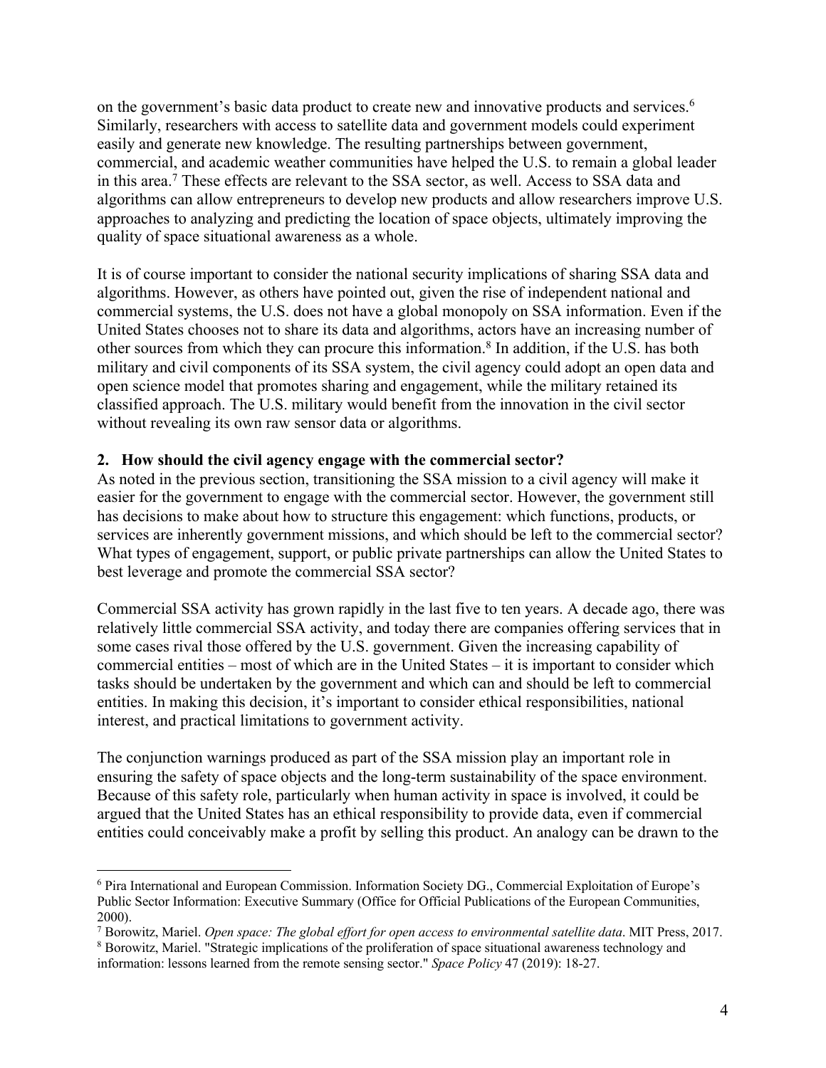on the government's basic data product to create new and innovative products and services.[6] Similarly, researchers with access to satellite data and government models could experiment easily and generate new knowledge. The resulting partnerships between government, commercial, and academic weather communities have helped the U.S. to remain a global leader in this area.[7] These effects are relevant to the SSA sector, as well. Access to SSA data and algorithms can allow entrepreneurs to develop new products and allow researchers improve U.S. approaches to analyzing and predicting the location of space objects, ultimately improving the quality of space situational awareness as a whole.

It is of course important to consider the national security implications of sharing SSA data and algorithms. However, as others have pointed out, given the rise of independent national and commercial systems, the U.S. does not have a global monopoly on SSA information. Even if the United States chooses not to share its data and algorithms, actors have an increasing number of other sources from which they can procure this information.[8] In addition, if the U.S. has both military and civil components of its SSA system, the civil agency could adopt an open data and open science model that promotes sharing and engagement, while the military retained its classified approach. The U.S. military would benefit from the innovation in the civil sector without revealing its own raw sensor data or algorithms.

**2. How should the civil agency engage with the commercial sector?**

As noted in the previous section, transitioning the SSA mission to a civil agency will make it easier for the government to engage with the commercial sector. However, the government still has decisions to make about how to structure this engagement: which functions, products, or services are inherently government missions, and which should be left to the commercial sector? What types of engagement, support, or public private partnerships can allow the United States to best leverage and promote the commercial SSA sector?

Commercial SSA activity has grown rapidly in the last five to ten years. A decade ago, there was relatively little commercial SSA activity, and today there are companies offering services that in some cases rival those offered by the U.S. government. Given the increasing capability of commercial entities – most of which are in the United States – it is important to consider which tasks should be undertaken by the government and which can and should be left to commercial entities. In making this decision, it's important to consider ethical responsibilities, national interest, and practical limitations to government activity.

The conjunction warnings produced as part of the SSA mission play an important role in ensuring the safety of space objects and the long-term sustainability of the space environment. Because of this safety role, particularly when human activity in space is involved, it could be argued that the United States has an ethical responsibility to provide data, even if commercial entities could conceivably make a profit by selling this product. An analogy can be drawn to the

---

[6] Pira International and European Commission. Information Society DG., Commercial Exploitation of Europe's Public Sector Information: Executive Summary (Office for Official Publications of the European Communities, 2000).

[7] Borowitz, Mariel. *Open space: The global effort for open access to environmental satellite data*. MIT Press, 2017.

[8] Borowitz, Mariel. "Strategic implications of the proliferation of space situational awareness technology and information: lessons learned from the remote sensing sector." *Space Policy* 47 (2019): 18-27.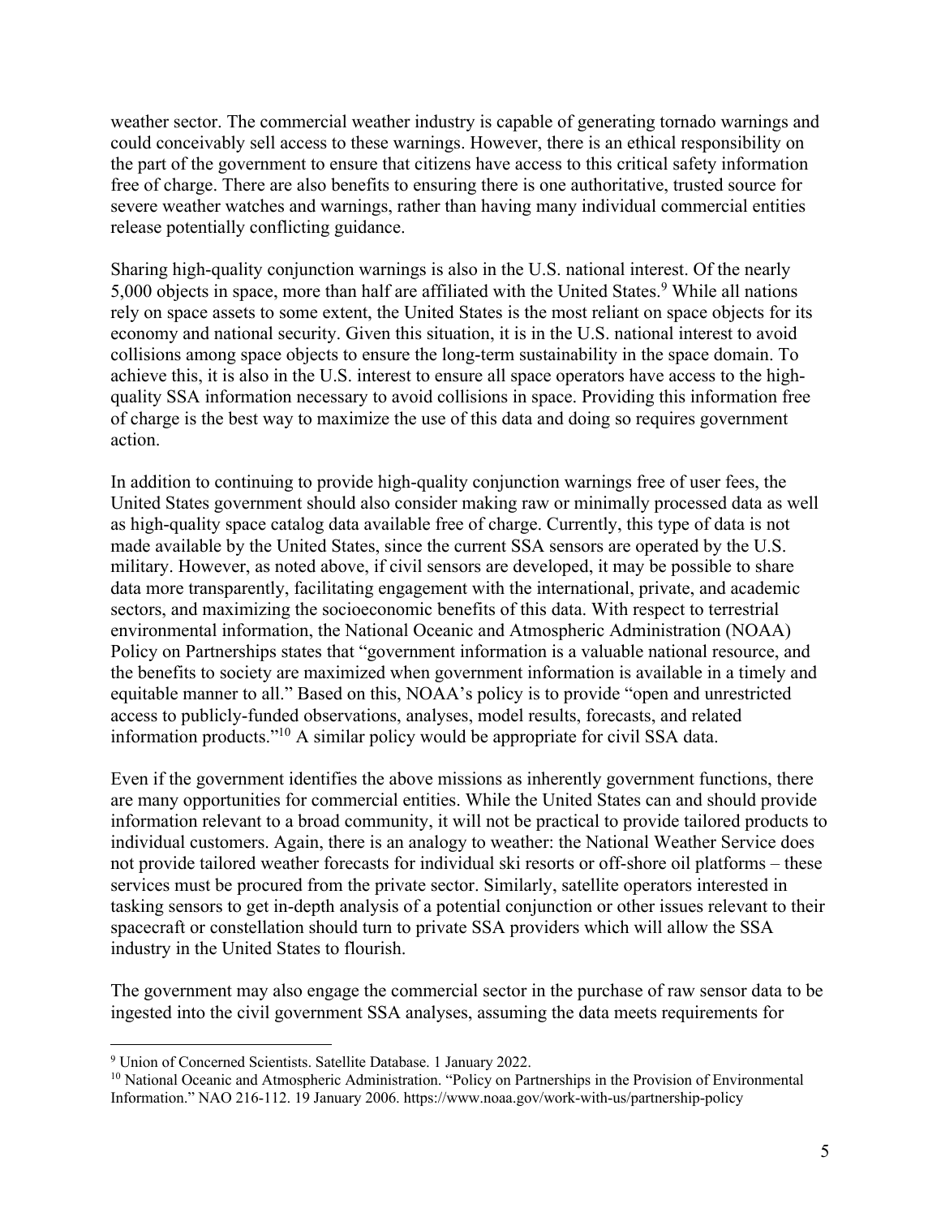weather sector. The commercial weather industry is capable of generating tornado warnings and could conceivably sell access to these warnings. However, there is an ethical responsibility on the part of the government to ensure that citizens have access to this critical safety information free of charge. There are also benefits to ensuring there is one authoritative, trusted source for severe weather watches and warnings, rather than having many individual commercial entities release potentially conflicting guidance.

Sharing high-quality conjunction warnings is also in the U.S. national interest. Of the nearly 5,000 objects in space, more than half are affiliated with the United States.[9] While all nations rely on space assets to some extent, the United States is the most reliant on space objects for its economy and national security. Given this situation, it is in the U.S. national interest to avoid collisions among space objects to ensure the long-term sustainability in the space domain. To achieve this, it is also in the U.S. interest to ensure all space operators have access to the high-quality SSA information necessary to avoid collisions in space. Providing this information free of charge is the best way to maximize the use of this data and doing so requires government action.

In addition to continuing to provide high-quality conjunction warnings free of user fees, the United States government should also consider making raw or minimally processed data as well as high-quality space catalog data available free of charge. Currently, this type of data is not made available by the United States, since the current SSA sensors are operated by the U.S. military. However, as noted above, if civil sensors are developed, it may be possible to share data more transparently, facilitating engagement with the international, private, and academic sectors, and maximizing the socioeconomic benefits of this data. With respect to terrestrial environmental information, the National Oceanic and Atmospheric Administration (NOAA) Policy on Partnerships states that "government information is a valuable national resource, and the benefits to society are maximized when government information is available in a timely and equitable manner to all." Based on this, NOAA's policy is to provide "open and unrestricted access to publicly-funded observations, analyses, model results, forecasts, and related information products."[10] A similar policy would be appropriate for civil SSA data.

Even if the government identifies the above missions as inherently government functions, there are many opportunities for commercial entities. While the United States can and should provide information relevant to a broad community, it will not be practical to provide tailored products to individual customers. Again, there is an analogy to weather: the National Weather Service does not provide tailored weather forecasts for individual ski resorts or off-shore oil platforms – these services must be procured from the private sector. Similarly, satellite operators interested in tasking sensors to get in-depth analysis of a potential conjunction or other issues relevant to their spacecraft or constellation should turn to private SSA providers which will allow the SSA industry in the United States to flourish.

The government may also engage the commercial sector in the purchase of raw sensor data to be ingested into the civil government SSA analyses, assuming the data meets requirements for

---

[9] Union of Concerned Scientists. Satellite Database. 1 January 2022.

[10] National Oceanic and Atmospheric Administration. "Policy on Partnerships in the Provision of Environmental Information." NAO 216-112. 19 January 2006. https://www.noaa.gov/work-with-us/partnership-policy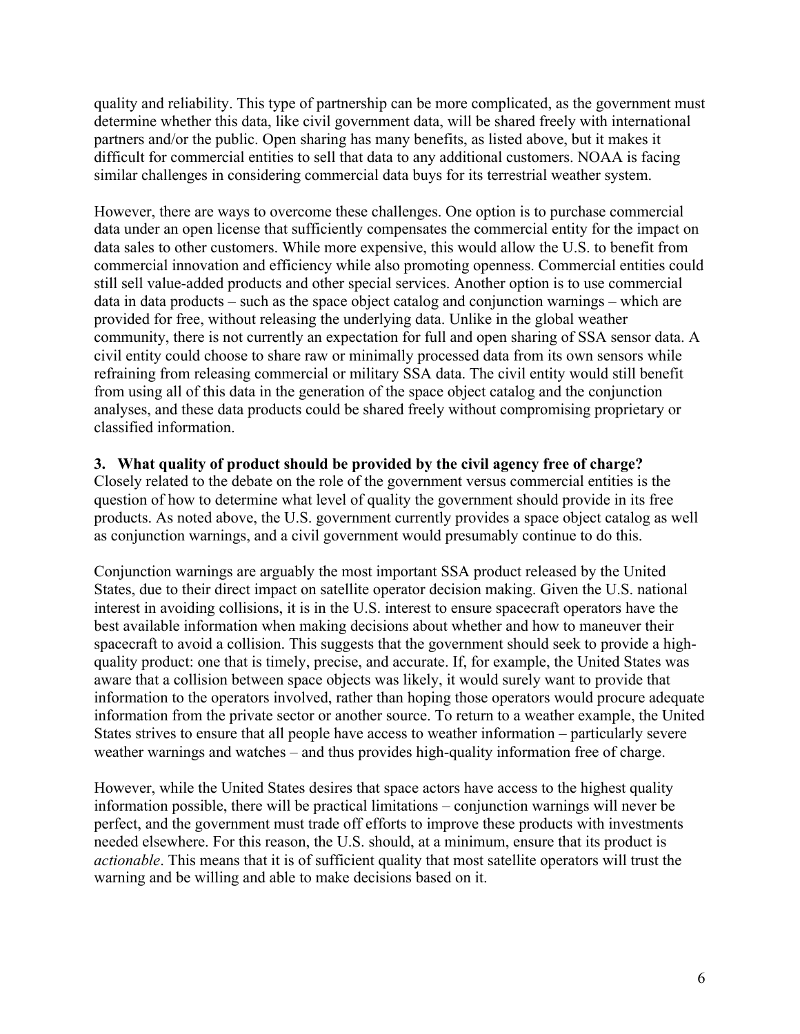quality and reliability. This type of partnership can be more complicated, as the government must determine whether this data, like civil government data, will be shared freely with international partners and/or the public. Open sharing has many benefits, as listed above, but it makes it difficult for commercial entities to sell that data to any additional customers. NOAA is facing similar challenges in considering commercial data buys for its terrestrial weather system.

However, there are ways to overcome these challenges. One option is to purchase commercial data under an open license that sufficiently compensates the commercial entity for the impact on data sales to other customers. While more expensive, this would allow the U.S. to benefit from commercial innovation and efficiency while also promoting openness. Commercial entities could still sell value-added products and other special services. Another option is to use commercial data in data products – such as the space object catalog and conjunction warnings – which are provided for free, without releasing the underlying data. Unlike in the global weather community, there is not currently an expectation for full and open sharing of SSA sensor data. A civil entity could choose to share raw or minimally processed data from its own sensors while refraining from releasing commercial or military SSA data. The civil entity would still benefit from using all of this data in the generation of the space object catalog and the conjunction analyses, and these data products could be shared freely without compromising proprietary or classified information.

**3. What quality of product should be provided by the civil agency free of charge?**

Closely related to the debate on the role of the government versus commercial entities is the question of how to determine what level of quality the government should provide in its free products. As noted above, the U.S. government currently provides a space object catalog as well as conjunction warnings, and a civil government would presumably continue to do this.

Conjunction warnings are arguably the most important SSA product released by the United States, due to their direct impact on satellite operator decision making. Given the U.S. national interest in avoiding collisions, it is in the U.S. interest to ensure spacecraft operators have the best available information when making decisions about whether and how to maneuver their spacecraft to avoid a collision. This suggests that the government should seek to provide a high-quality product: one that is timely, precise, and accurate. If, for example, the United States was aware that a collision between space objects was likely, it would surely want to provide that information to the operators involved, rather than hoping those operators would procure adequate information from the private sector or another source. To return to a weather example, the United States strives to ensure that all people have access to weather information – particularly severe weather warnings and watches – and thus provides high-quality information free of charge.

However, while the United States desires that space actors have access to the highest quality information possible, there will be practical limitations – conjunction warnings will never be perfect, and the government must trade off efforts to improve these products with investments needed elsewhere. For this reason, the U.S. should, at a minimum, ensure that its product is *actionable*. This means that it is of sufficient quality that most satellite operators will trust the warning and be willing and able to make decisions based on it.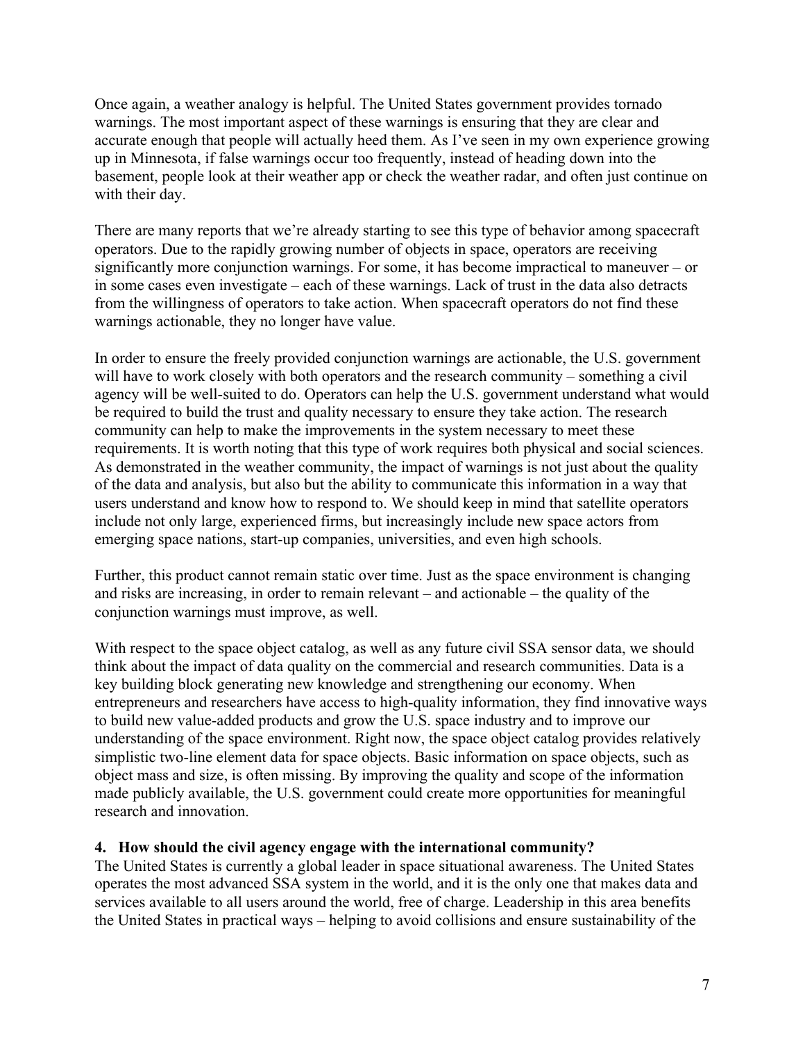Once again, a weather analogy is helpful. The United States government provides tornado warnings. The most important aspect of these warnings is ensuring that they are clear and accurate enough that people will actually heed them. As I've seen in my own experience growing up in Minnesota, if false warnings occur too frequently, instead of heading down into the basement, people look at their weather app or check the weather radar, and often just continue on with their day.

There are many reports that we're already starting to see this type of behavior among spacecraft operators. Due to the rapidly growing number of objects in space, operators are receiving significantly more conjunction warnings. For some, it has become impractical to maneuver – or in some cases even investigate – each of these warnings. Lack of trust in the data also detracts from the willingness of operators to take action. When spacecraft operators do not find these warnings actionable, they no longer have value.

In order to ensure the freely provided conjunction warnings are actionable, the U.S. government will have to work closely with both operators and the research community – something a civil agency will be well-suited to do. Operators can help the U.S. government understand what would be required to build the trust and quality necessary to ensure they take action. The research community can help to make the improvements in the system necessary to meet these requirements. It is worth noting that this type of work requires both physical and social sciences. As demonstrated in the weather community, the impact of warnings is not just about the quality of the data and analysis, but also but the ability to communicate this information in a way that users understand and know how to respond to. We should keep in mind that satellite operators include not only large, experienced firms, but increasingly include new space actors from emerging space nations, start-up companies, universities, and even high schools.

Further, this product cannot remain static over time. Just as the space environment is changing and risks are increasing, in order to remain relevant – and actionable – the quality of the conjunction warnings must improve, as well.

With respect to the space object catalog, as well as any future civil SSA sensor data, we should think about the impact of data quality on the commercial and research communities. Data is a key building block generating new knowledge and strengthening our economy. When entrepreneurs and researchers have access to high-quality information, they find innovative ways to build new value-added products and grow the U.S. space industry and to improve our understanding of the space environment. Right now, the space object catalog provides relatively simplistic two-line element data for space objects. Basic information on space objects, such as object mass and size, is often missing. By improving the quality and scope of the information made publicly available, the U.S. government could create more opportunities for meaningful research and innovation.

**4. How should the civil agency engage with the international community?**

The United States is currently a global leader in space situational awareness. The United States operates the most advanced SSA system in the world, and it is the only one that makes data and services available to all users around the world, free of charge. Leadership in this area benefits the United States in practical ways – helping to avoid collisions and ensure sustainability of the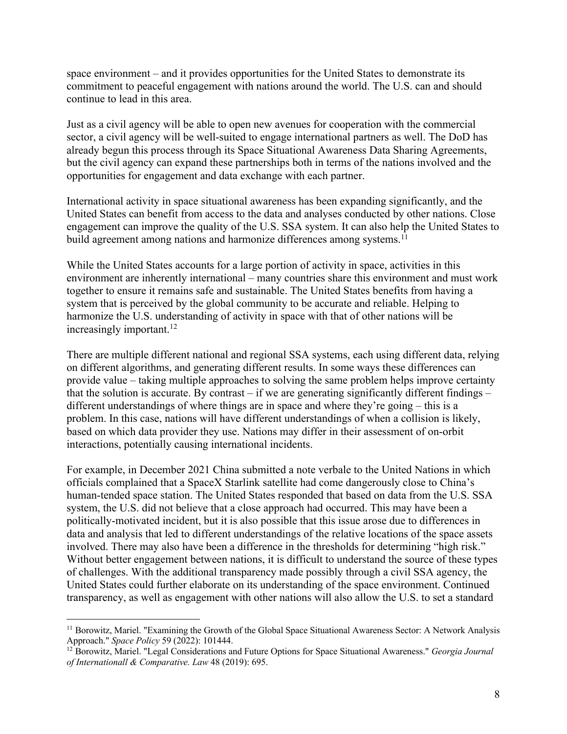space environment – and it provides opportunities for the United States to demonstrate its commitment to peaceful engagement with nations around the world. The U.S. can and should continue to lead in this area.

Just as a civil agency will be able to open new avenues for cooperation with the commercial sector, a civil agency will be well-suited to engage international partners as well. The DoD has already begun this process through its Space Situational Awareness Data Sharing Agreements, but the civil agency can expand these partnerships both in terms of the nations involved and the opportunities for engagement and data exchange with each partner.

International activity in space situational awareness has been expanding significantly, and the United States can benefit from access to the data and analyses conducted by other nations. Close engagement can improve the quality of the U.S. SSA system. It can also help the United States to build agreement among nations and harmonize differences among systems.[11]

While the United States accounts for a large portion of activity in space, activities in this environment are inherently international – many countries share this environment and must work together to ensure it remains safe and sustainable. The United States benefits from having a system that is perceived by the global community to be accurate and reliable. Helping to harmonize the U.S. understanding of activity in space with that of other nations will be increasingly important.[12]

There are multiple different national and regional SSA systems, each using different data, relying on different algorithms, and generating different results. In some ways these differences can provide value – taking multiple approaches to solving the same problem helps improve certainty that the solution is accurate. By contrast – if we are generating significantly different findings – different understandings of where things are in space and where they're going – this is a problem. In this case, nations will have different understandings of when a collision is likely, based on which data provider they use. Nations may differ in their assessment of on-orbit interactions, potentially causing international incidents.

For example, in December 2021 China submitted a note verbale to the United Nations in which officials complained that a SpaceX Starlink satellite had come dangerously close to China's human-tended space station. The United States responded that based on data from the U.S. SSA system, the U.S. did not believe that a close approach had occurred. This may have been a politically-motivated incident, but it is also possible that this issue arose due to differences in data and analysis that led to different understandings of the relative locations of the space assets involved. There may also have been a difference in the thresholds for determining "high risk." Without better engagement between nations, it is difficult to understand the source of these types of challenges. With the additional transparency made possibly through a civil SSA agency, the United States could further elaborate on its understanding of the space environment. Continued transparency, as well as engagement with other nations will also allow the U.S. to set a standard

---

[11] Borowitz, Mariel. "Examining the Growth of the Global Space Situational Awareness Sector: A Network Analysis Approach." *Space Policy* 59 (2022): 101444.

[12] Borowitz, Mariel. "Legal Considerations and Future Options for Space Situational Awareness." *Georgia Journal of Internationall & Comparative. Law* 48 (2019): 695.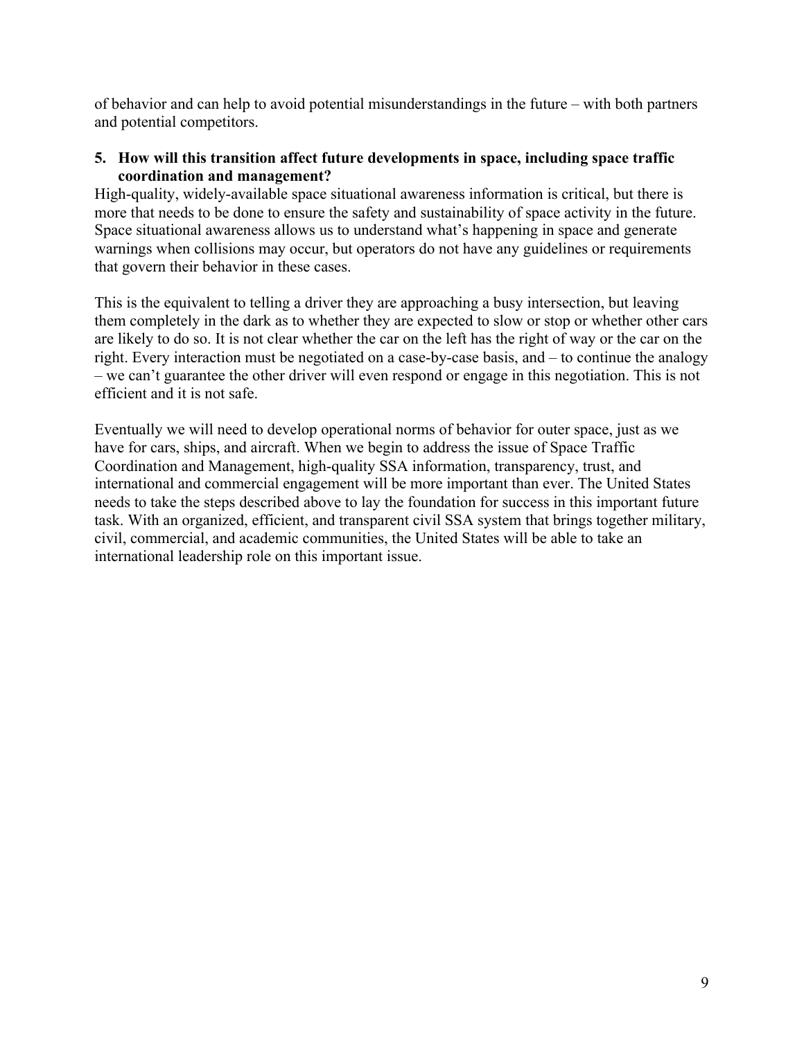of behavior and can help to avoid potential misunderstandings in the future – with both partners and potential competitors.

**5. How will this transition affect future developments in space, including space traffic coordination and management?**

High-quality, widely-available space situational awareness information is critical, but there is more that needs to be done to ensure the safety and sustainability of space activity in the future. Space situational awareness allows us to understand what's happening in space and generate warnings when collisions may occur, but operators do not have any guidelines or requirements that govern their behavior in these cases.

This is the equivalent to telling a driver they are approaching a busy intersection, but leaving them completely in the dark as to whether they are expected to slow or stop or whether other cars are likely to do so. It is not clear whether the car on the left has the right of way or the car on the right. Every interaction must be negotiated on a case-by-case basis, and – to continue the analogy – we can't guarantee the other driver will even respond or engage in this negotiation. This is not efficient and it is not safe.

Eventually we will need to develop operational norms of behavior for outer space, just as we have for cars, ships, and aircraft. When we begin to address the issue of Space Traffic Coordination and Management, high-quality SSA information, transparency, trust, and international and commercial engagement will be more important than ever. The United States needs to take the steps described above to lay the foundation for success in this important future task. With an organized, efficient, and transparent civil SSA system that brings together military, civil, commercial, and academic communities, the United States will be able to take an international leadership role on this important issue.